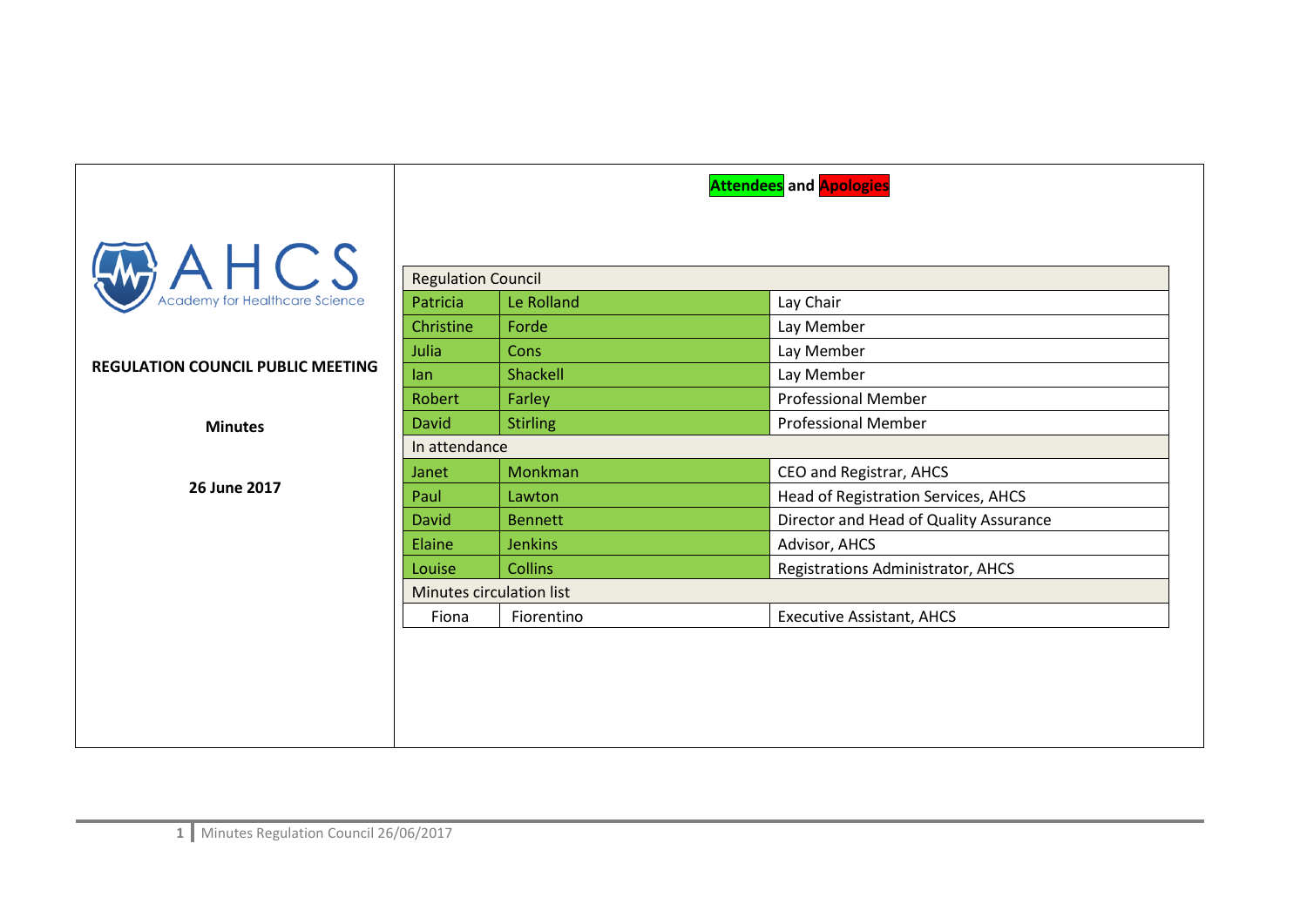AHCS Academy for Healthcare Science

**REGULATION COUNCIL PUBLIC MEETING**

**Minutes**

**26 June 2017**

**Attendees and Apologies**

| Regulation Council | | |
|---|---|---|
| Patricia | Le Rolland | Lay Chair |
| Christine | Forde | Lay Member |
| Julia | Cons | Lay Member |
| Ian | Shackell | Lay Member |
| Robert | Farley | Professional Member |
| David | Stirling | Professional Member |
| **In attendance** | | |
| Janet | Monkman | CEO and Registrar, AHCS |
| Paul | Lawton | Head of Registration Services, AHCS |
| David | Bennett | Director and Head of Quality Assurance |
| Elaine | Jenkins | Advisor, AHCS |
| Louise | Collins | Registrations Administrator, AHCS |
| **Minutes circulation list** | | |
| Fiona | Fiorentino | Executive Assistant, AHCS |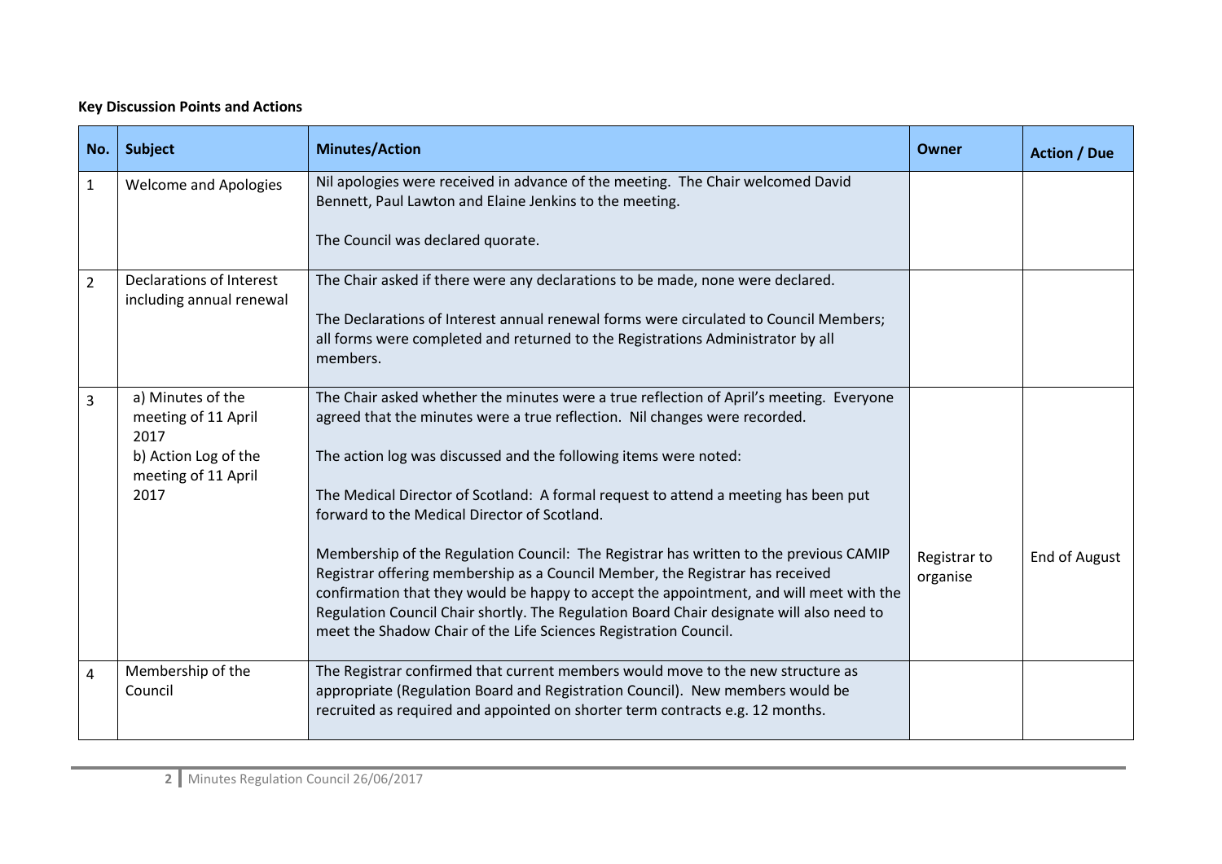**Key Discussion Points and Actions**

| No. | Subject | Minutes/Action | Owner | Action / Due |
|---|---|---|---|---|
| 1 | Welcome and Apologies | Nil apologies were received in advance of the meeting. The Chair welcomed David Bennett, Paul Lawton and Elaine Jenkins to the meeting.<br><br>The Council was declared quorate. | | |
| 2 | Declarations of Interest including annual renewal | The Chair asked if there were any declarations to be made, none were declared.<br><br>The Declarations of Interest annual renewal forms were circulated to Council Members; all forms were completed and returned to the Registrations Administrator by all members. | | |
| 3 | a) Minutes of the meeting of 11 April 2017<br>b) Action Log of the meeting of 11 April 2017 | The Chair asked whether the minutes were a true reflection of April's meeting. Everyone agreed that the minutes were a true reflection. Nil changes were recorded.<br><br>The action log was discussed and the following items were noted:<br><br>The Medical Director of Scotland: A formal request to attend a meeting has been put forward to the Medical Director of Scotland.<br><br>Membership of the Regulation Council: The Registrar has written to the previous CAMIP Registrar offering membership as a Council Member, the Registrar has received confirmation that they would be happy to accept the appointment, and will meet with the Regulation Council Chair shortly. The Regulation Board Chair designate will also need to meet the Shadow Chair of the Life Sciences Registration Council. | Registrar to organise | End of August |
| 4 | Membership of the Council | The Registrar confirmed that current members would move to the new structure as appropriate (Regulation Board and Registration Council). New members would be recruited as required and appointed on shorter term contracts e.g. 12 months. | | |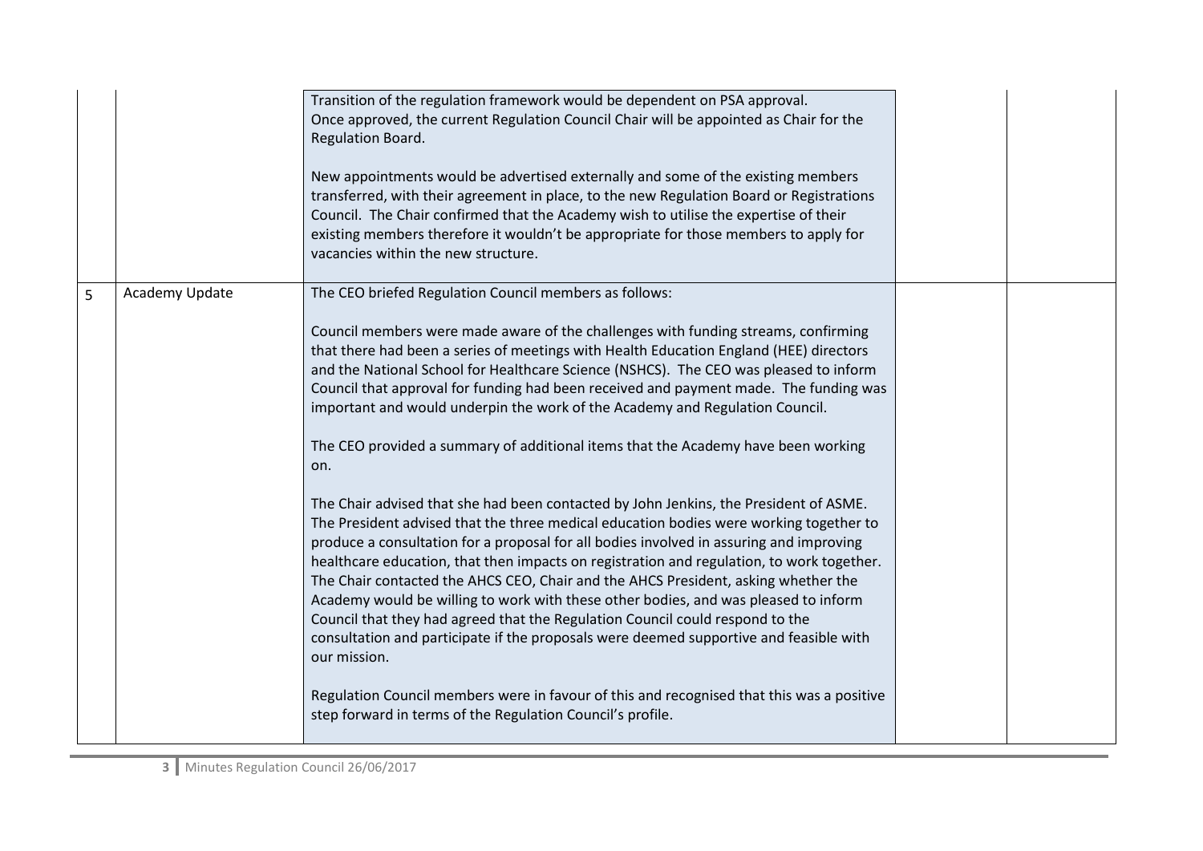| | | | | |
|---|---|---|---|---|
| | | Transition of the regulation framework would be dependent on PSA approval.<br>Once approved, the current Regulation Council Chair will be appointed as Chair for the Regulation Board.<br><br>New appointments would be advertised externally and some of the existing members transferred, with their agreement in place, to the new Regulation Board or Registrations Council. The Chair confirmed that the Academy wish to utilise the expertise of their existing members therefore it wouldn't be appropriate for those members to apply for vacancies within the new structure. | | |
| 5 | Academy Update | The CEO briefed Regulation Council members as follows:<br><br>Council members were made aware of the challenges with funding streams, confirming that there had been a series of meetings with Health Education England (HEE) directors and the National School for Healthcare Science (NSHCS). The CEO was pleased to inform Council that approval for funding had been received and payment made. The funding was important and would underpin the work of the Academy and Regulation Council.<br><br>The CEO provided a summary of additional items that the Academy have been working on.<br><br>The Chair advised that she had been contacted by John Jenkins, the President of ASME. The President advised that the three medical education bodies were working together to produce a consultation for a proposal for all bodies involved in assuring and improving healthcare education, that then impacts on registration and regulation, to work together. The Chair contacted the AHCS CEO, Chair and the AHCS President, asking whether the Academy would be willing to work with these other bodies, and was pleased to inform Council that they had agreed that the Regulation Council could respond to the consultation and participate if the proposals were deemed supportive and feasible with our mission.<br><br>Regulation Council members were in favour of this and recognised that this was a positive step forward in terms of the Regulation Council's profile. | | |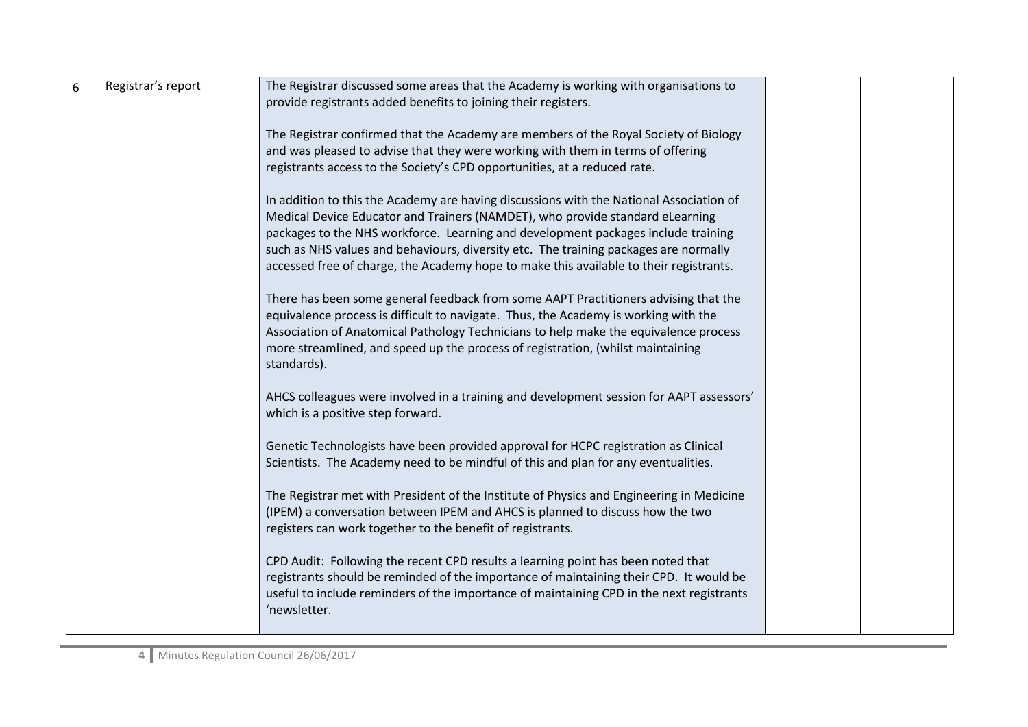| 6 | Registrar's report | The Registrar discussed some areas that the Academy is working with organisations to provide registrants added benefits to joining their registers.<br><br>The Registrar confirmed that the Academy are members of the Royal Society of Biology and was pleased to advise that they were working with them in terms of offering registrants access to the Society's CPD opportunities, at a reduced rate.<br><br>In addition to this the Academy are having discussions with the National Association of Medical Device Educator and Trainers (NAMDET), who provide standard eLearning packages to the NHS workforce. Learning and development packages include training such as NHS values and behaviours, diversity etc. The training packages are normally accessed free of charge, the Academy hope to make this available to their registrants.<br><br>There has been some general feedback from some AAPT Practitioners advising that the equivalence process is difficult to navigate. Thus, the Academy is working with the Association of Anatomical Pathology Technicians to help make the equivalence process more streamlined, and speed up the process of registration, (whilst maintaining standards).<br><br>AHCS colleagues were involved in a training and development session for AAPT assessors' which is a positive step forward.<br><br>Genetic Technologists have been provided approval for HCPC registration as Clinical Scientists. The Academy need to be mindful of this and plan for any eventualities.<br><br>The Registrar met with President of the Institute of Physics and Engineering in Medicine (IPEM) a conversation between IPEM and AHCS is planned to discuss how the two registers can work together to the benefit of registrants.<br><br>CPD Audit: Following the recent CPD results a learning point has been noted that registrants should be reminded of the importance of maintaining their CPD. It would be useful to include reminders of the importance of maintaining CPD in the next registrants 'newsletter. | | |
|---|---|---|---|---|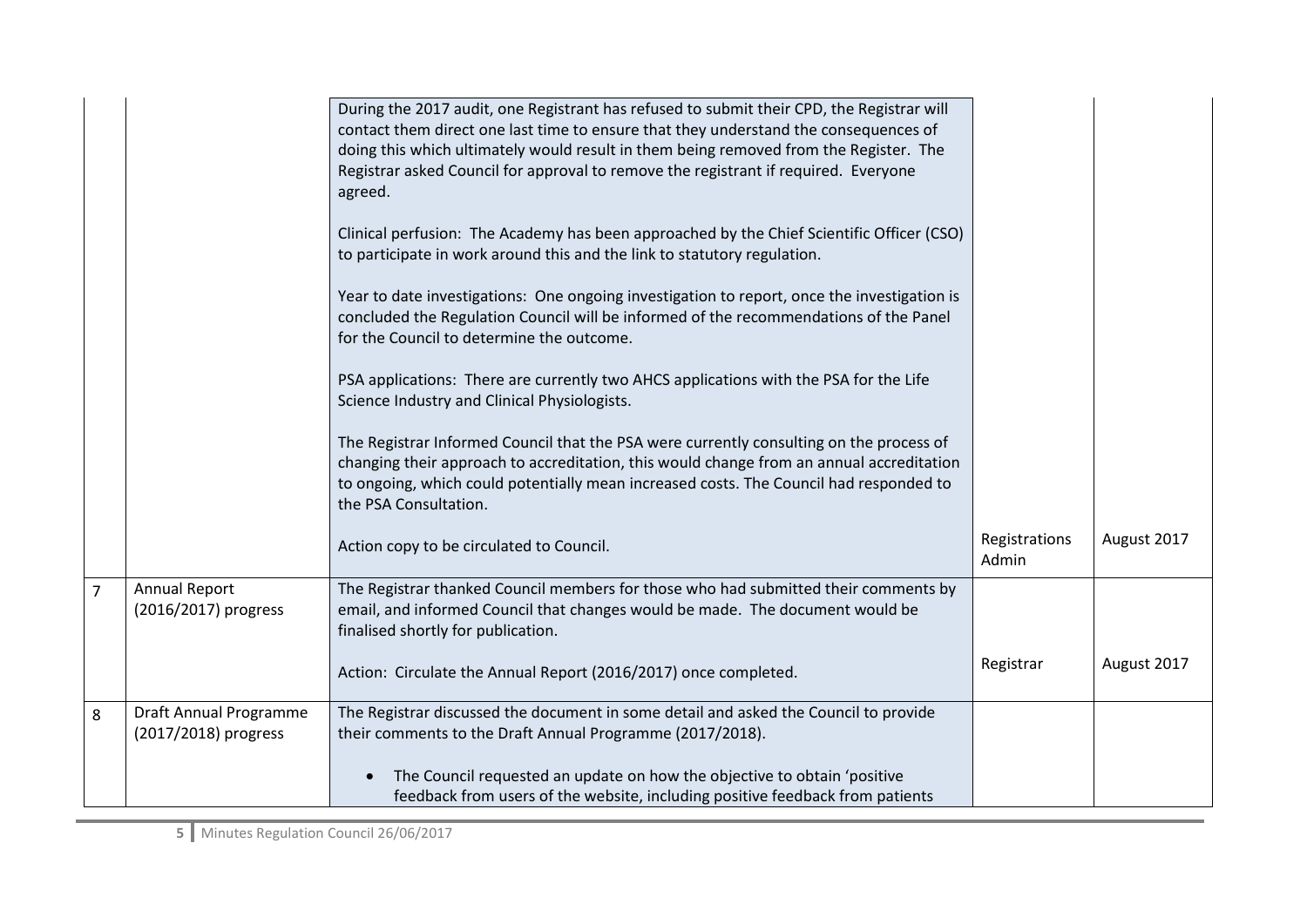| | | | | |
|---|---|---|---|---|
| | | During the 2017 audit, one Registrant has refused to submit their CPD, the Registrar will contact them direct one last time to ensure that they understand the consequences of doing this which ultimately would result in them being removed from the Register. The Registrar asked Council for approval to remove the registrant if required. Everyone agreed.<br><br>Clinical perfusion: The Academy has been approached by the Chief Scientific Officer (CSO) to participate in work around this and the link to statutory regulation.<br><br>Year to date investigations: One ongoing investigation to report, once the investigation is concluded the Regulation Council will be informed of the recommendations of the Panel for the Council to determine the outcome.<br><br>PSA applications: There are currently two AHCS applications with the PSA for the Life Science Industry and Clinical Physiologists.<br><br>The Registrar Informed Council that the PSA were currently consulting on the process of changing their approach to accreditation, this would change from an annual accreditation to ongoing, which could potentially mean increased costs. The Council had responded to the PSA Consultation.<br><br>Action copy to be circulated to Council. | Registrations Admin | August 2017 |
| 7 | Annual Report (2016/2017) progress | The Registrar thanked Council members for those who had submitted their comments by email, and informed Council that changes would be made. The document would be finalised shortly for publication.<br><br>Action: Circulate the Annual Report (2016/2017) once completed. | Registrar | August 2017 |
| 8 | Draft Annual Programme (2017/2018) progress | The Registrar discussed the document in some detail and asked the Council to provide their comments to the Draft Annual Programme (2017/2018).<br><br>• The Council requested an update on how the objective to obtain 'positive feedback from users of the website, including positive feedback from patients | | |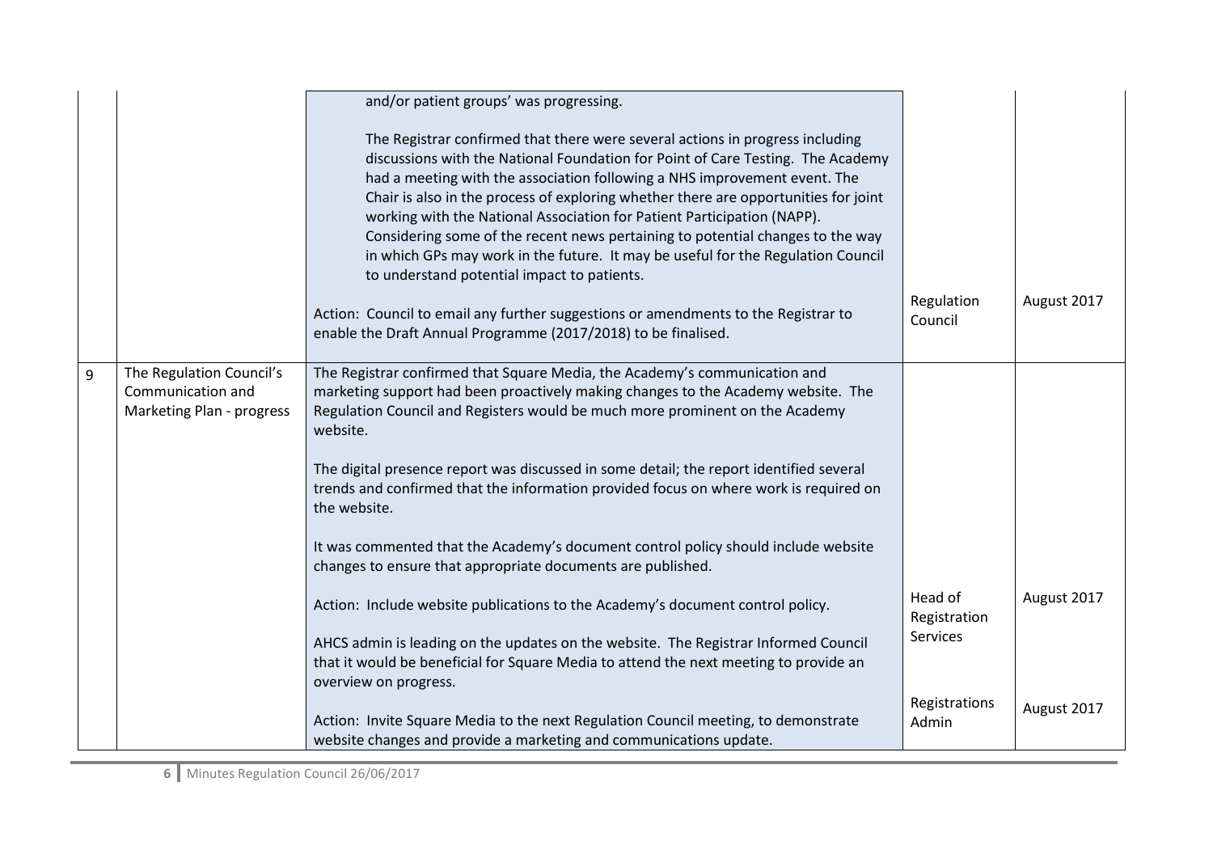| | | | | |
|---|---|---|---|---|
| | | and/or patient groups' was progressing.<br><br>The Registrar confirmed that there were several actions in progress including discussions with the National Foundation for Point of Care Testing. The Academy had a meeting with the association following a NHS improvement event. The Chair is also in the process of exploring whether there are opportunities for joint working with the National Association for Patient Participation (NAPP). Considering some of the recent news pertaining to potential changes to the way in which GPs may work in the future. It may be useful for the Regulation Council to understand potential impact to patients.<br><br>Action: Council to email any further suggestions or amendments to the Registrar to enable the Draft Annual Programme (2017/2018) to be finalised. | Regulation Council | August 2017 |
| 9 | The Regulation Council's Communication and Marketing Plan - progress | The Registrar confirmed that Square Media, the Academy's communication and marketing support had been proactively making changes to the Academy website. The Regulation Council and Registers would be much more prominent on the Academy website.<br><br>The digital presence report was discussed in some detail; the report identified several trends and confirmed that the information provided focus on where work is required on the website.<br><br>It was commented that the Academy's document control policy should include website changes to ensure that appropriate documents are published.<br><br>Action: Include website publications to the Academy's document control policy.<br><br>AHCS admin is leading on the updates on the website. The Registrar Informed Council that it would be beneficial for Square Media to attend the next meeting to provide an overview on progress.<br><br>Action: Invite Square Media to the next Regulation Council meeting, to demonstrate website changes and provide a marketing and communications update. | Head of Registration Services<br><br>Registrations Admin | August 2017<br><br>August 2017 |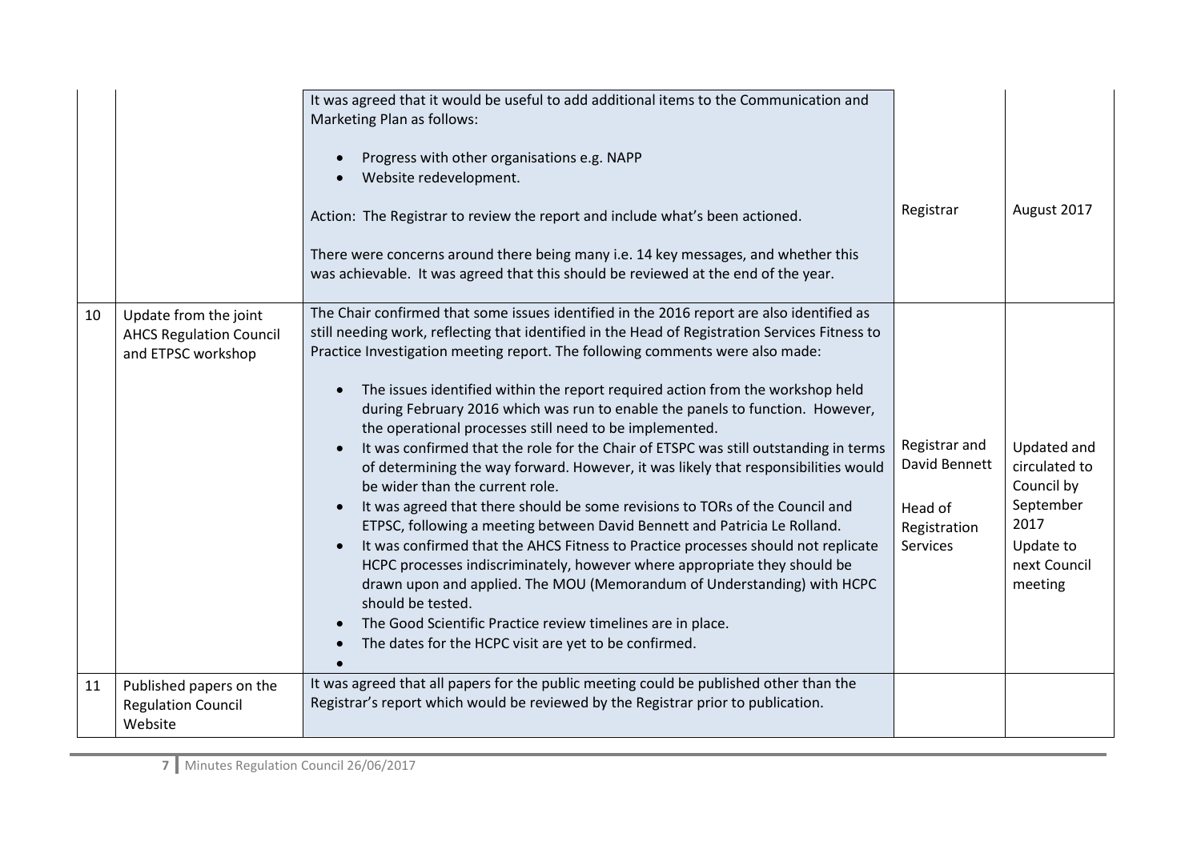| | | | | |
|---|---|---|---|---|
| | | It was agreed that it would be useful to add additional items to the Communication and Marketing Plan as follows:<br><br>• Progress with other organisations e.g. NAPP<br>• Website redevelopment.<br><br>Action: The Registrar to review the report and include what's been actioned.<br><br>There were concerns around there being many i.e. 14 key messages, and whether this was achievable. It was agreed that this should be reviewed at the end of the year. | Registrar | August 2017 |
| 10 | Update from the joint AHCS Regulation Council and ETPSC workshop | The Chair confirmed that some issues identified in the 2016 report are also identified as still needing work, reflecting that identified in the Head of Registration Services Fitness to Practice Investigation meeting report. The following comments were also made:<br><br>• The issues identified within the report required action from the workshop held during February 2016 which was run to enable the panels to function. However, the operational processes still need to be implemented.<br>• It was confirmed that the role for the Chair of ETSPC was still outstanding in terms of determining the way forward. However, it was likely that responsibilities would be wider than the current role.<br>• It was agreed that there should be some revisions to TORs of the Council and ETPSC, following a meeting between David Bennett and Patricia Le Rolland.<br>• It was confirmed that the AHCS Fitness to Practice processes should not replicate HCPC processes indiscriminately, however where appropriate they should be drawn upon and applied. The MOU (Memorandum of Understanding) with HCPC should be tested.<br>• The Good Scientific Practice review timelines are in place.<br>• The dates for the HCPC visit are yet to be confirmed.<br>• | Registrar and David Bennett<br><br>Head of Registration Services | Updated and circulated to Council by September 2017<br>Update to next Council meeting |
| 11 | Published papers on the Regulation Council Website | It was agreed that all papers for the public meeting could be published other than the Registrar's report which would be reviewed by the Registrar prior to publication. | | |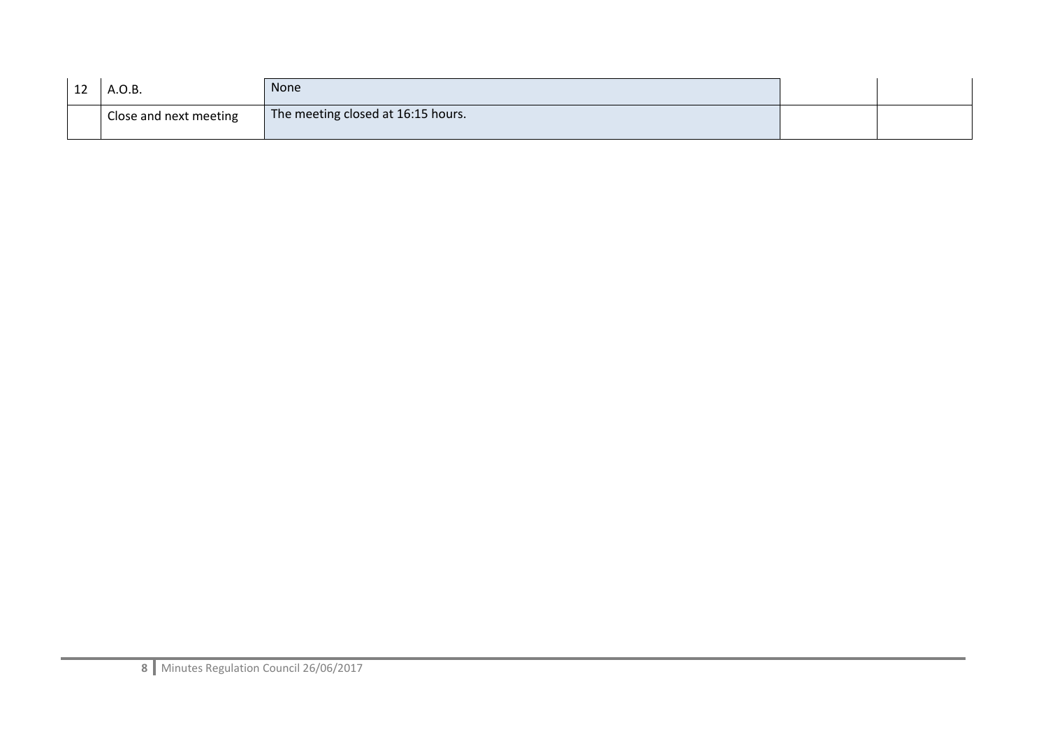| | | | | |
|---|---|---|---|---|
| 12 | A.O.B. | None | | |
| | Close and next meeting | The meeting closed at 16:15 hours. | | |